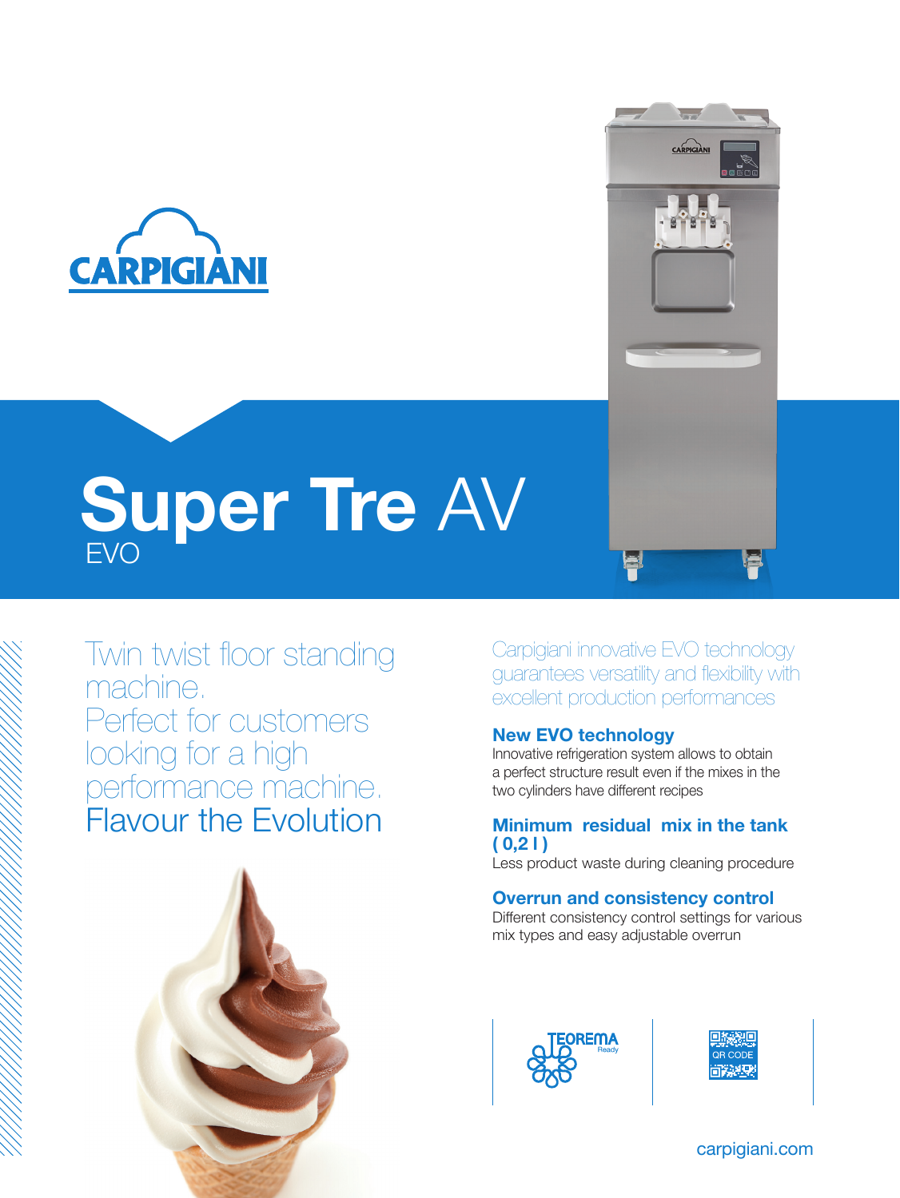# Super Tre AV

EVO

Twin twist floor standing machine.
Perfect for customers looking for a high performance machine.
Flavour the Evolution

Carpigiani innovative EVO technology guarantees versatility and flexibility with excellent production performances

### New EVO technology

Innovative refrigeration system allows to obtain a perfect structure result even if the mixes in the two cylinders have different recipes

### Minimum residual mix in the tank ( 0,2 l )

Less product waste during cleaning procedure

### Overrun and consistency control

Different consistency control settings for various mix types and easy adjustable overrun

TEOREMA Ready

QR CODE

carpigiani.com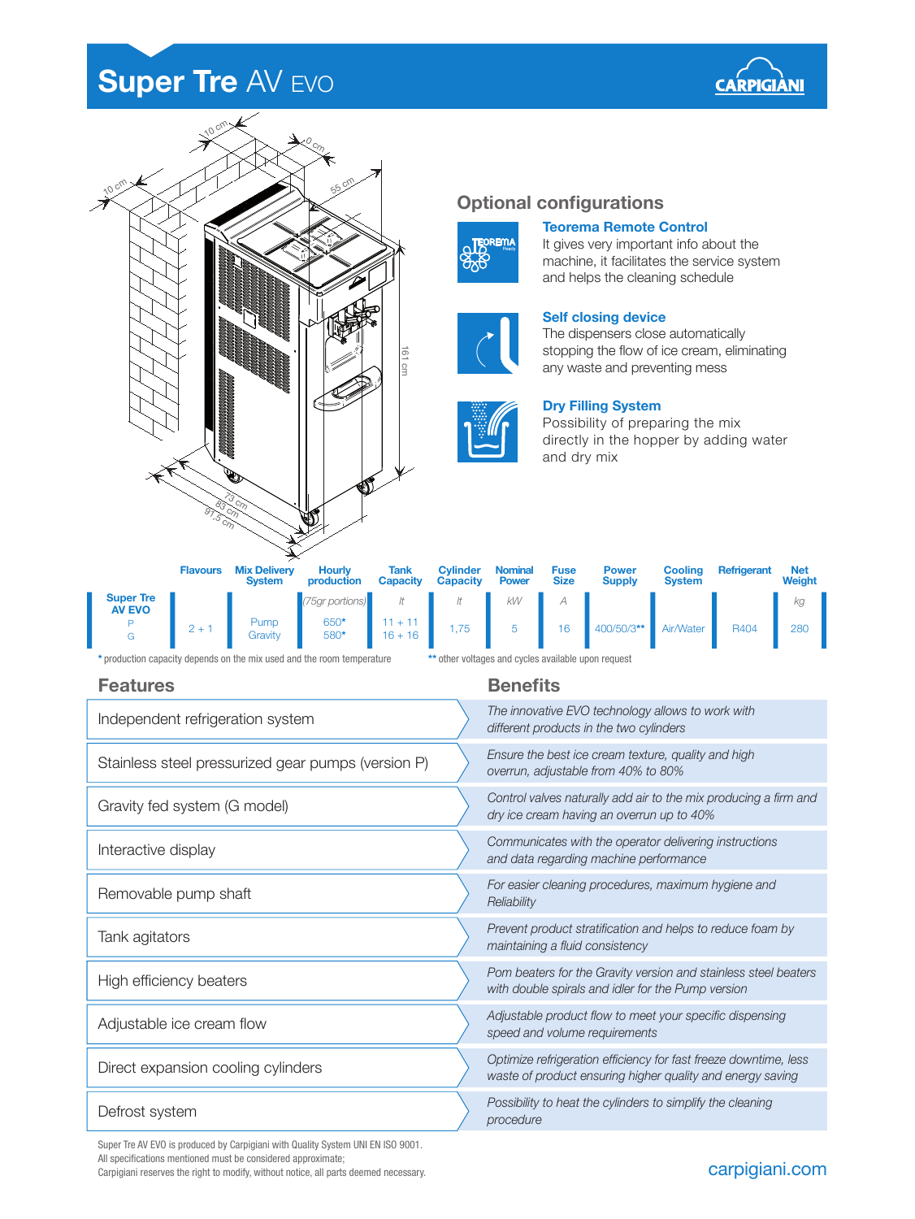# Super Tre AV EVO

CARPIGIANI

10 cm
0 cm
10 cm
55 cm
161 cm
73 cm
83 cm
91,5 cm

## Optional configurations

### Teorema Remote Control

It gives very important info about the machine, it facilitates the service system and helps the cleaning schedule

### Self closing device

The dispensers close automatically stopping the flow of ice cream, eliminating any waste and preventing mess

### Dry Filling System

Possibility of preparing the mix directly in the hopper by adding water and dry mix

| | Flavours | Mix Delivery System | Hourly production | Tank Capacity | Cylinder Capacity | Nominal Power | Fuse Size | Power Supply | Cooling System | Refrigerant | Net Weight |
|---|---|---|---|---|---|---|---|---|---|---|---|
| **Super Tre AV EVO** | | | (75gr portions) | lt | lt | kW | A | | | | kg |
| P<br>G | 2 + 1 | Pump<br>Gravity | 650*<br>580* | 11 + 11<br>16 + 16 | 1,75 | 5 | 16 | 400/50/3** | Air/Water | R404 | 280 |

\* production capacity depends on the mix used and the room temperature

** other voltages and cycles available upon request

| Features | Benefits |
|---|---|
| Independent refrigeration system | *The innovative EVO technology allows to work with different products in the two cylinders* |
| Stainless steel pressurized gear pumps (version P) | *Ensure the best ice cream texture, quality and high overrun, adjustable from 40% to 80%* |
| Gravity fed system (G model) | *Control valves naturally add air to the mix producing a firm and dry ice cream having an overrun up to 40%* |
| Interactive display | *Communicates with the operator delivering instructions and data regarding machine performance* |
| Removable pump shaft | *For easier cleaning procedures, maximum hygiene and Reliability* |
| Tank agitators | *Prevent product stratification and helps to reduce foam by maintaining a fluid consistency* |
| High efficiency beaters | *Pom beaters for the Gravity version and stainless steel beaters with double spirals and idler for the Pump version* |
| Adjustable ice cream flow | *Adjustable product flow to meet your specific dispensing speed and volume requirements* |
| Direct expansion cooling cylinders | *Optimize refrigeration efficiency for fast freeze downtime, less waste of product ensuring higher quality and energy saving* |
| Defrost system | *Possibility to heat the cylinders to simplify the cleaning procedure* |

Super Tre AV EVO is produced by Carpigiani with Quality System UNI EN ISO 9001.
All specifications mentioned must be considered approximate;
Carpigiani reserves the right to modify, without notice, all parts deemed necessary.

carpigiani.com